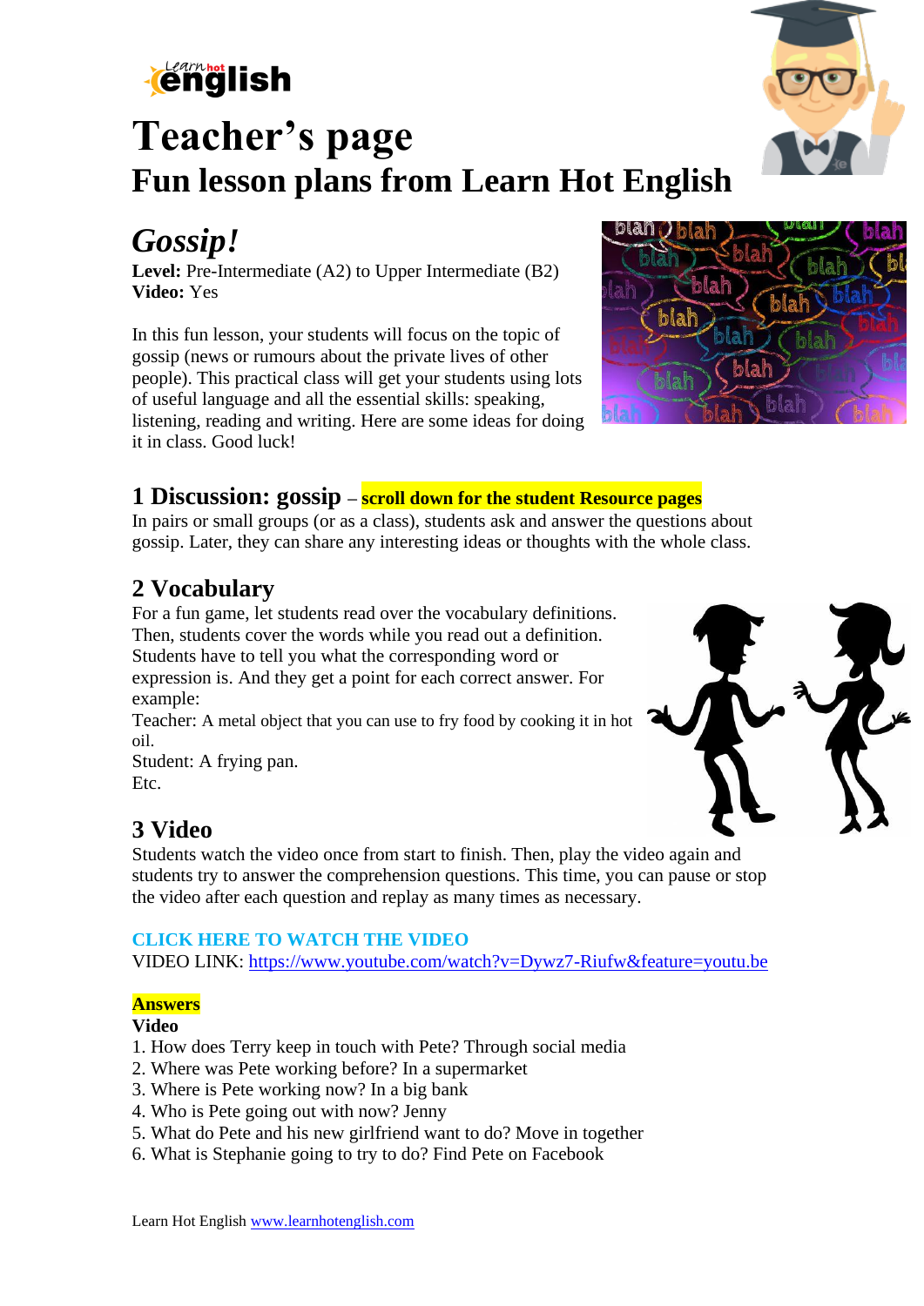# Teacher's page

## Fun lesson plans from Learn Hot English

## *Gossip!*

**Level:** Pre-Intermediate (A2) to Upper Intermediate (B2)
**Video:** Yes

In this fun lesson, your students will focus on the topic of gossip (news or rumours about the private lives of other people). This practical class will get your students using lots of useful language and all the essential skills: speaking, listening, reading and writing. Here are some ideas for doing it in class. Good luck!

### 1 Discussion: gossip – **scroll down for the student Resource pages**

In pairs or small groups (or as a class), students ask and answer the questions about gossip. Later, they can share any interesting ideas or thoughts with the whole class.

### 2 Vocabulary

For a fun game, let students read over the vocabulary definitions. Then, students cover the words while you read out a definition. Students have to tell you what the corresponding word or expression is. And they get a point for each correct answer. For example:

Teacher: A metal object that you can use to fry food by cooking it in hot oil.
Student: A frying pan.
Etc.

### 3 Video

Students watch the video once from start to finish. Then, play the video again and students try to answer the comprehension questions. This time, you can pause or stop the video after each question and replay as many times as necessary.

**CLICK HERE TO WATCH THE VIDEO**
VIDEO LINK: https://www.youtube.com/watch?v=Dywz7-Riufw&feature=youtu.be

**Answers**
**Video**
1. How does Terry keep in touch with Pete? Through social media
2. Where was Pete working before? In a supermarket
3. Where is Pete working now? In a big bank
4. Who is Pete going out with now? Jenny
5. What do Pete and his new girlfriend want to do? Move in together
6. What is Stephanie going to try to do? Find Pete on Facebook

Learn Hot English www.learnhotenglish.com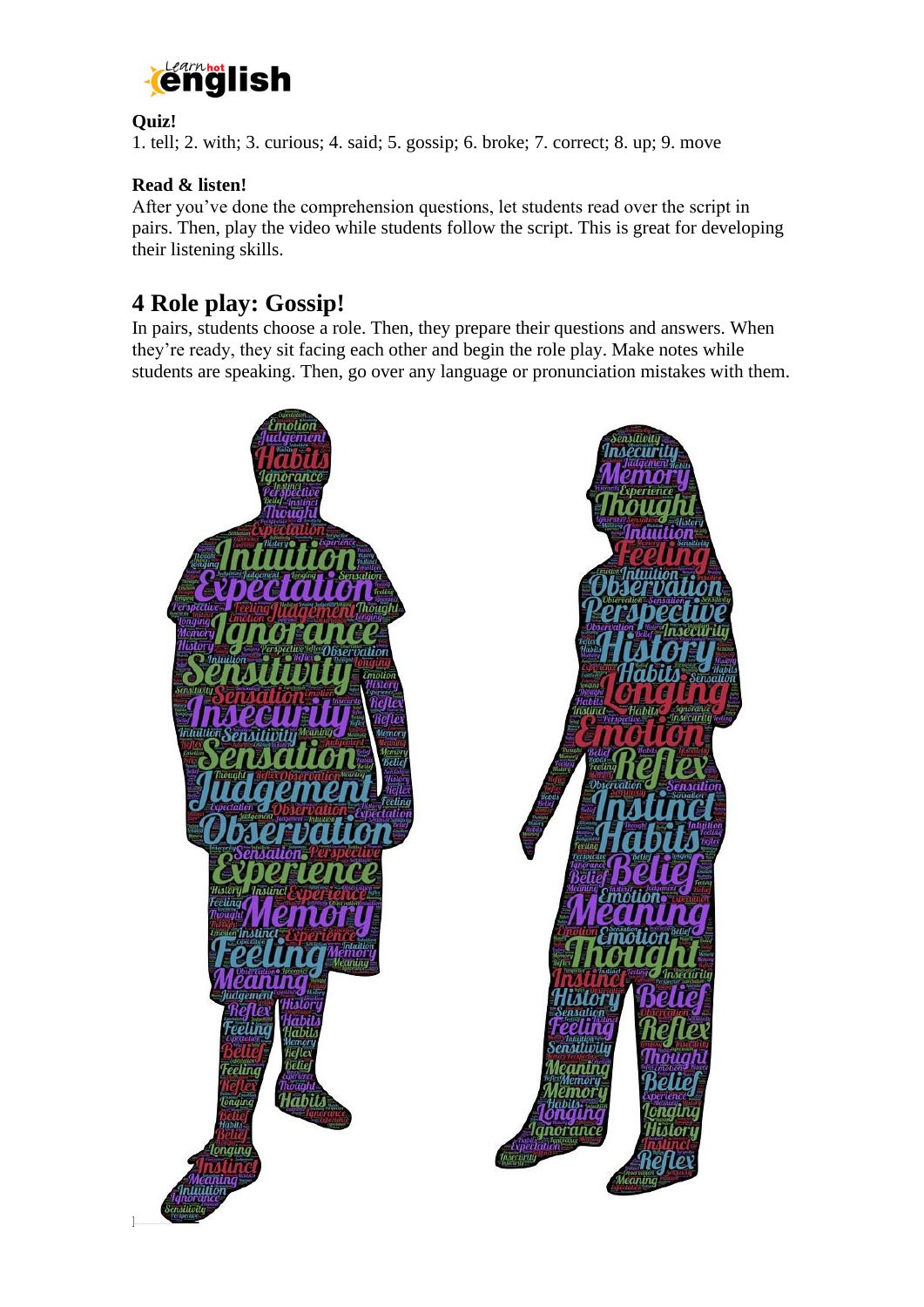**Quiz!**

1. tell; 2. with; 3. curious; 4. said; 5. gossip; 6. broke; 7. correct; 8. up; 9. move

**Read & listen!**

After you've done the comprehension questions, let students read over the script in pairs. Then, play the video while students follow the script. This is great for developing their listening skills.

## 4 Role play: Gossip!

In pairs, students choose a role. Then, they prepare their questions and answers. When they're ready, they sit facing each other and begin the role play. Make notes while students are speaking. Then, go over any language or pronunciation mistakes with them.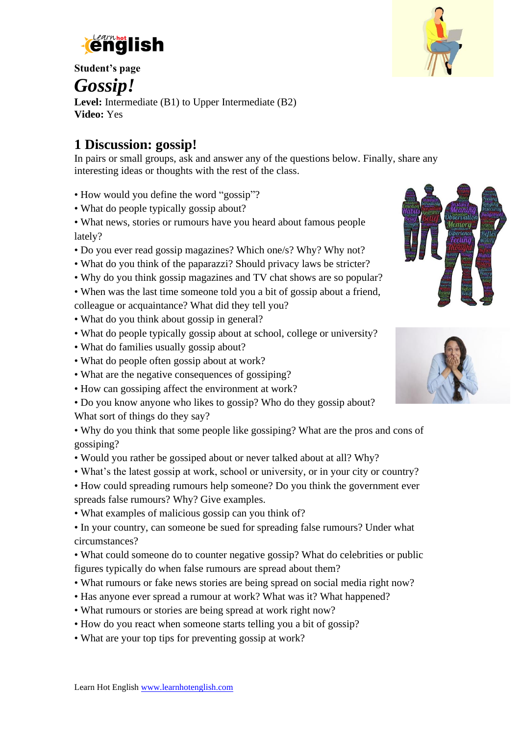Student's page

# *Gossip!*

**Level:** Intermediate (B1) to Upper Intermediate (B2)
**Video:** Yes

## 1 Discussion: gossip!

In pairs or small groups, ask and answer any of the questions below. Finally, share any interesting ideas or thoughts with the rest of the class.

- How would you define the word "gossip"?
- What do people typically gossip about?
- What news, stories or rumours have you heard about famous people lately?
- Do you ever read gossip magazines? Which one/s? Why? Why not?
- What do you think of the paparazzi? Should privacy laws be stricter?
- Why do you think gossip magazines and TV chat shows are so popular?
- When was the last time someone told you a bit of gossip about a friend, colleague or acquaintance? What did they tell you?
- What do you think about gossip in general?
- What do people typically gossip about at school, college or university?
- What do families usually gossip about?
- What do people often gossip about at work?
- What are the negative consequences of gossiping?
- How can gossiping affect the environment at work?
- Do you know anyone who likes to gossip? Who do they gossip about? What sort of things do they say?
- Why do you think that some people like gossiping? What are the pros and cons of gossiping?
- Would you rather be gossiped about or never talked about at all? Why?
- What's the latest gossip at work, school or university, or in your city or country?
- How could spreading rumours help someone? Do you think the government ever spreads false rumours? Why? Give examples.
- What examples of malicious gossip can you think of?
- In your country, can someone be sued for spreading false rumours? Under what circumstances?
- What could someone do to counter negative gossip? What do celebrities or public figures typically do when false rumours are spread about them?
- What rumours or fake news stories are being spread on social media right now?
- Has anyone ever spread a rumour at work? What was it? What happened?
- What rumours or stories are being spread at work right now?
- How do you react when someone starts telling you a bit of gossip?
- What are your top tips for preventing gossip at work?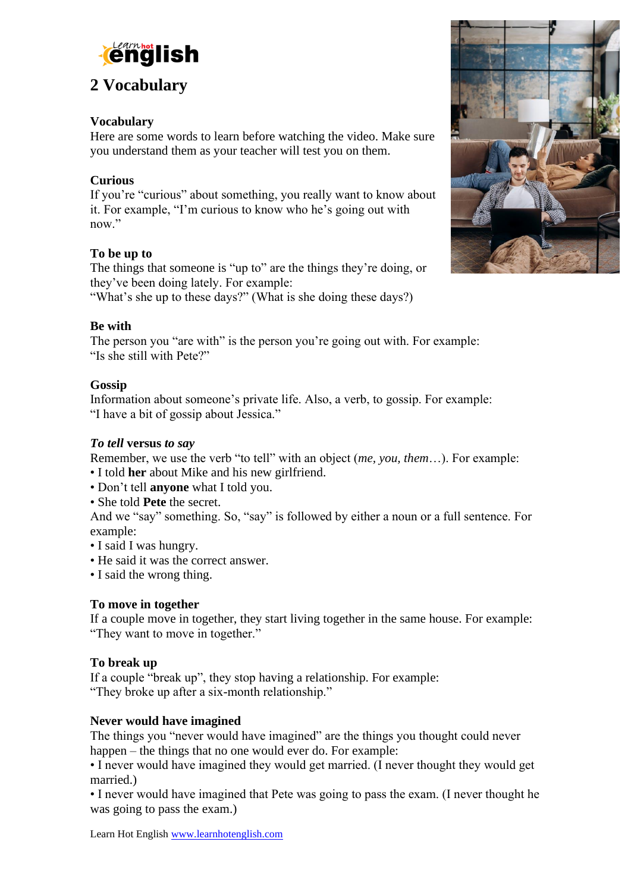# 2 Vocabulary

## Vocabulary

Here are some words to learn before watching the video. Make sure you understand them as your teacher will test you on them.

### Curious

If you're "curious" about something, you really want to know about it. For example, "I'm curious to know who he's going out with now."

### To be up to

The things that someone is "up to" are the things they're doing, or they've been doing lately. For example:
"What's she up to these days?" (What is she doing these days?)

### Be with

The person you "are with" is the person you're going out with. For example:
"Is she still with Pete?"

### Gossip

Information about someone's private life. Also, a verb, to gossip. For example:
"I have a bit of gossip about Jessica."

### *To tell* versus *to say*

Remember, we use the verb "to tell" with an object (*me, you, them*…). For example:

- I told **her** about Mike and his new girlfriend.
- Don't tell **anyone** what I told you.
- She told **Pete** the secret.

And we "say" something. So, "say" is followed by either a noun or a full sentence. For example:

- I said I was hungry.
- He said it was the correct answer.
- I said the wrong thing.

### To move in together

If a couple move in together, they start living together in the same house. For example:
"They want to move in together."

### To break up

If a couple "break up", they stop having a relationship. For example:
"They broke up after a six-month relationship."

### Never would have imagined

The things you "never would have imagined" are the things you thought could never happen – the things that no one would ever do. For example:

- I never would have imagined they would get married. (I never thought they would get married.)
- I never would have imagined that Pete was going to pass the exam. (I never thought he was going to pass the exam.)

Learn Hot English www.learnhotenglish.com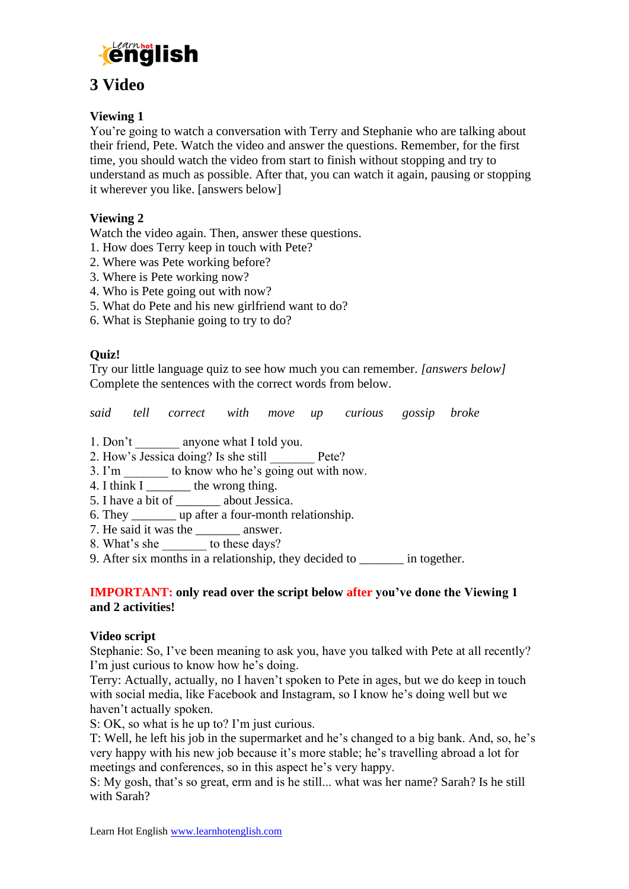# 3 Video

**Viewing 1**
You're going to watch a conversation with Terry and Stephanie who are talking about their friend, Pete. Watch the video and answer the questions. Remember, for the first time, you should watch the video from start to finish without stopping and try to understand as much as possible. After that, you can watch it again, pausing or stopping it wherever you like. [answers below]

**Viewing 2**
Watch the video again. Then, answer these questions.
1. How does Terry keep in touch with Pete?
2. Where was Pete working before?
3. Where is Pete working now?
4. Who is Pete going out with now?
5. What do Pete and his new girlfriend want to do?
6. What is Stephanie going to try to do?

**Quiz!**
Try our little language quiz to see how much you can remember. *[answers below]*
Complete the sentences with the correct words from below.

*said tell correct with move up curious gossip broke*

1. Don't _______ anyone what I told you.
2. How's Jessica doing? Is she still _______ Pete?
3. I'm _______ to know who he's going out with now.
4. I think I _______ the wrong thing.
5. I have a bit of _______ about Jessica.
6. They _______ up after a four-month relationship.
7. He said it was the _______ answer.
8. What's she _______ to these days?
9. After six months in a relationship, they decided to _______ in together.

**IMPORTANT: only read over the script below after you've done the Viewing 1 and 2 activities!**

**Video script**
Stephanie: So, I've been meaning to ask you, have you talked with Pete at all recently? I'm just curious to know how he's doing.
Terry: Actually, actually, no I haven't spoken to Pete in ages, but we do keep in touch with social media, like Facebook and Instagram, so I know he's doing well but we haven't actually spoken.
S: OK, so what is he up to? I'm just curious.
T: Well, he left his job in the supermarket and he's changed to a big bank. And, so, he's very happy with his new job because it's more stable; he's travelling abroad a lot for meetings and conferences, so in this aspect he's very happy.
S: My gosh, that's so great, erm and is he still... what was her name? Sarah? Is he still with Sarah?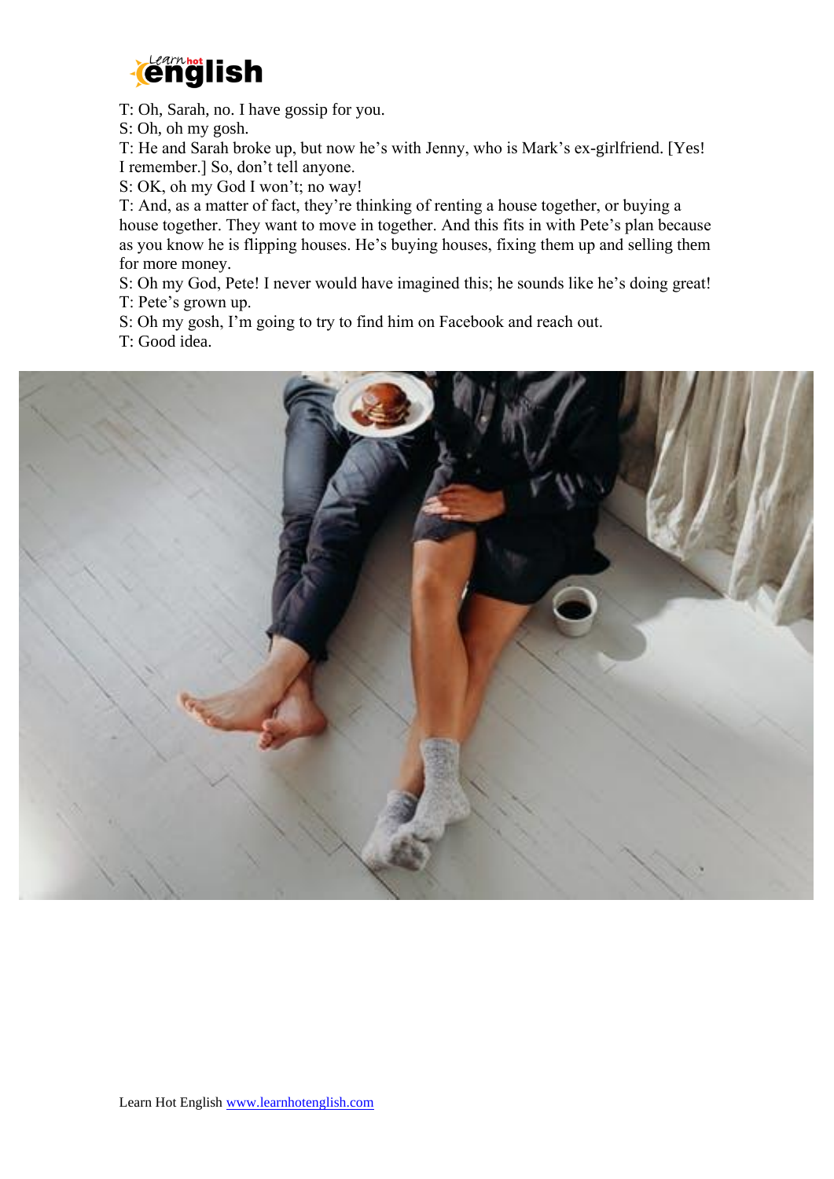T: Oh, Sarah, no. I have gossip for you.
S: Oh, oh my gosh.
T: He and Sarah broke up, but now he's with Jenny, who is Mark's ex-girlfriend. [Yes! I remember.] So, don't tell anyone.
S: OK, oh my God I won't; no way!
T: And, as a matter of fact, they're thinking of renting a house together, or buying a house together. They want to move in together. And this fits in with Pete's plan because as you know he is flipping houses. He's buying houses, fixing them up and selling them for more money.
S: Oh my God, Pete! I never would have imagined this; he sounds like he's doing great!
T: Pete's grown up.
S: Oh my gosh, I'm going to try to find him on Facebook and reach out.
T: Good idea.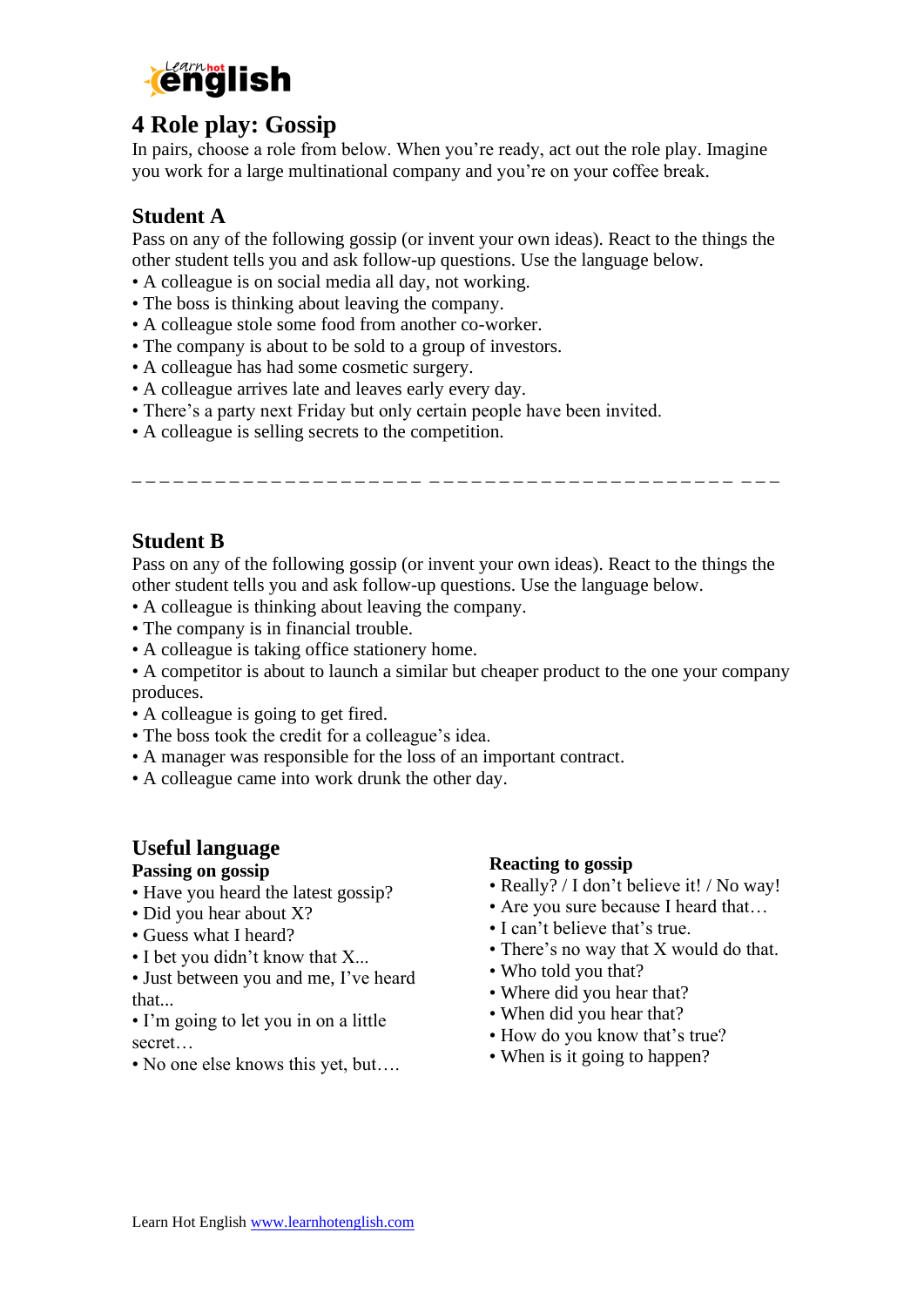# 4 Role play: Gossip

In pairs, choose a role from below. When you're ready, act out the role play. Imagine you work for a large multinational company and you're on your coffee break.

## Student A

Pass on any of the following gossip (or invent your own ideas). React to the things the other student tells you and ask follow-up questions. Use the language below.

- A colleague is on social media all day, not working.
- The boss is thinking about leaving the company.
- A colleague stole some food from another co-worker.
- The company is about to be sold to a group of investors.
- A colleague has had some cosmetic surgery.
- A colleague arrives late and leaves early every day.
- There's a party next Friday but only certain people have been invited.
- A colleague is selling secrets to the competition.

---

## Student B

Pass on any of the following gossip (or invent your own ideas). React to the things the other student tells you and ask follow-up questions. Use the language below.

- A colleague is thinking about leaving the company.
- The company is in financial trouble.
- A colleague is taking office stationery home.
- A competitor is about to launch a similar but cheaper product to the one your company produces.
- A colleague is going to get fired.
- The boss took the credit for a colleague's idea.
- A manager was responsible for the loss of an important contract.
- A colleague came into work drunk the other day.

## Useful language

**Passing on gossip**

- Have you heard the latest gossip?
- Did you hear about X?
- Guess what I heard?
- I bet you didn't know that X...
- Just between you and me, I've heard that...
- I'm going to let you in on a little secret…
- No one else knows this yet, but….

**Reacting to gossip**

- Really? / I don't believe it! / No way!
- Are you sure because I heard that…
- I can't believe that's true.
- There's no way that X would do that.
- Who told you that?
- Where did you hear that?
- When did you hear that?
- How do you know that's true?
- When is it going to happen?